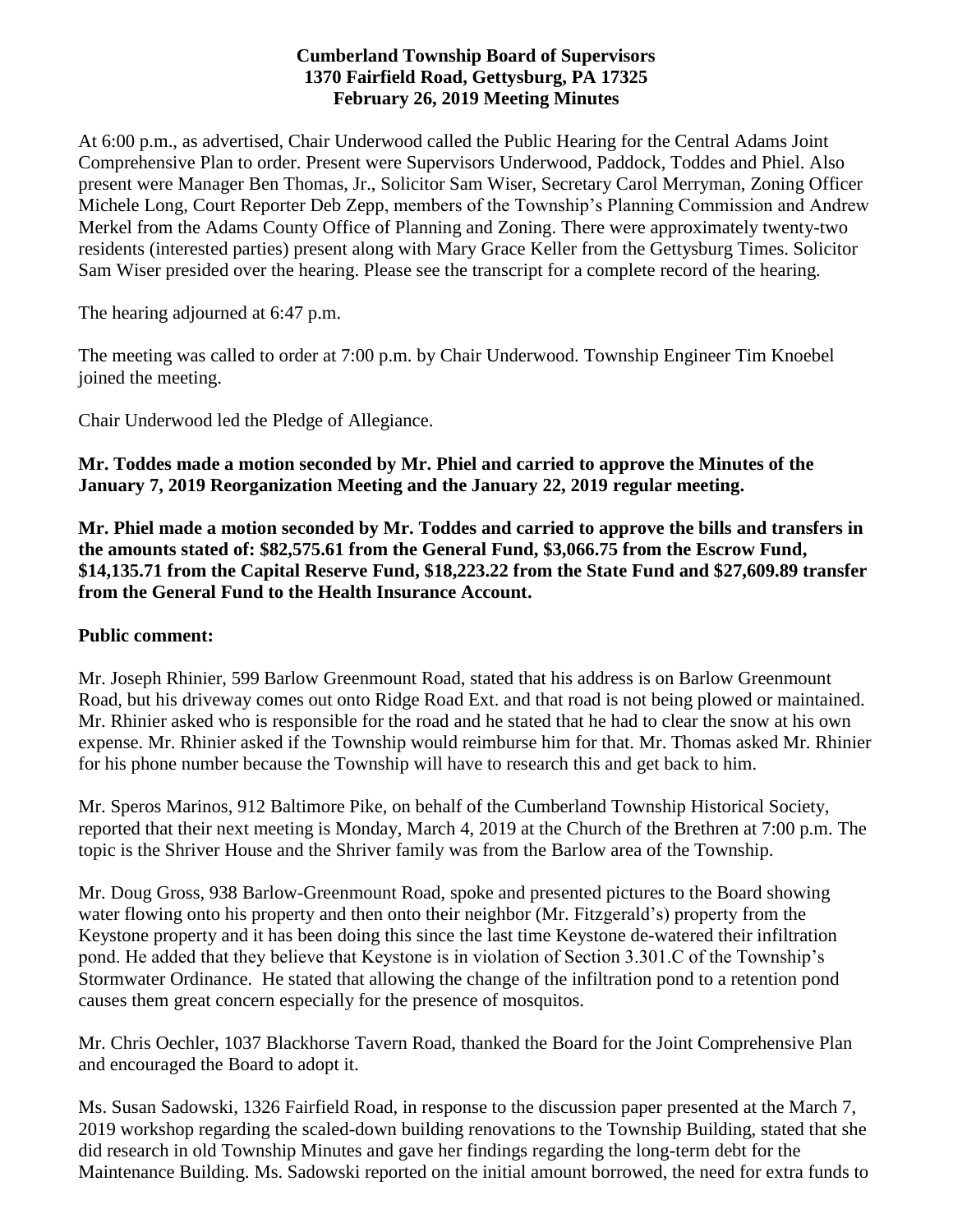**Cumberland Township Board of Supervisors**
**1370 Fairfield Road, Gettysburg, PA 17325**
**February 26, 2019 Meeting Minutes**

At 6:00 p.m., as advertised, Chair Underwood called the Public Hearing for the Central Adams Joint Comprehensive Plan to order. Present were Supervisors Underwood, Paddock, Toddes and Phiel. Also present were Manager Ben Thomas, Jr., Solicitor Sam Wiser, Secretary Carol Merryman, Zoning Officer Michele Long, Court Reporter Deb Zepp, members of the Township's Planning Commission and Andrew Merkel from the Adams County Office of Planning and Zoning. There were approximately twenty-two residents (interested parties) present along with Mary Grace Keller from the Gettysburg Times. Solicitor Sam Wiser presided over the hearing. Please see the transcript for a complete record of the hearing.

The hearing adjourned at 6:47 p.m.

The meeting was called to order at 7:00 p.m. by Chair Underwood. Township Engineer Tim Knoebel joined the meeting.

Chair Underwood led the Pledge of Allegiance.

**Mr. Toddes made a motion seconded by Mr. Phiel and carried to approve the Minutes of the January 7, 2019 Reorganization Meeting and the January 22, 2019 regular meeting.**

**Mr. Phiel made a motion seconded by Mr. Toddes and carried to approve the bills and transfers in the amounts stated of: $82,575.61 from the General Fund, $3,066.75 from the Escrow Fund, $14,135.71 from the Capital Reserve Fund, $18,223.22 from the State Fund and $27,609.89 transfer from the General Fund to the Health Insurance Account.**

**Public comment:**

Mr. Joseph Rhinier, 599 Barlow Greenmount Road, stated that his address is on Barlow Greenmount Road, but his driveway comes out onto Ridge Road Ext. and that road is not being plowed or maintained. Mr. Rhinier asked who is responsible for the road and he stated that he had to clear the snow at his own expense. Mr. Rhinier asked if the Township would reimburse him for that. Mr. Thomas asked Mr. Rhinier for his phone number because the Township will have to research this and get back to him.

Mr. Speros Marinos, 912 Baltimore Pike, on behalf of the Cumberland Township Historical Society, reported that their next meeting is Monday, March 4, 2019 at the Church of the Brethren at 7:00 p.m. The topic is the Shriver House and the Shriver family was from the Barlow area of the Township.

Mr. Doug Gross, 938 Barlow-Greenmount Road, spoke and presented pictures to the Board showing water flowing onto his property and then onto their neighbor (Mr. Fitzgerald's) property from the Keystone property and it has been doing this since the last time Keystone de-watered their infiltration pond. He added that they believe that Keystone is in violation of Section 3.301.C of the Township's Stormwater Ordinance. He stated that allowing the change of the infiltration pond to a retention pond causes them great concern especially for the presence of mosquitos.

Mr. Chris Oechler, 1037 Blackhorse Tavern Road, thanked the Board for the Joint Comprehensive Plan and encouraged the Board to adopt it.

Ms. Susan Sadowski, 1326 Fairfield Road, in response to the discussion paper presented at the March 7, 2019 workshop regarding the scaled-down building renovations to the Township Building, stated that she did research in old Township Minutes and gave her findings regarding the long-term debt for the Maintenance Building. Ms. Sadowski reported on the initial amount borrowed, the need for extra funds to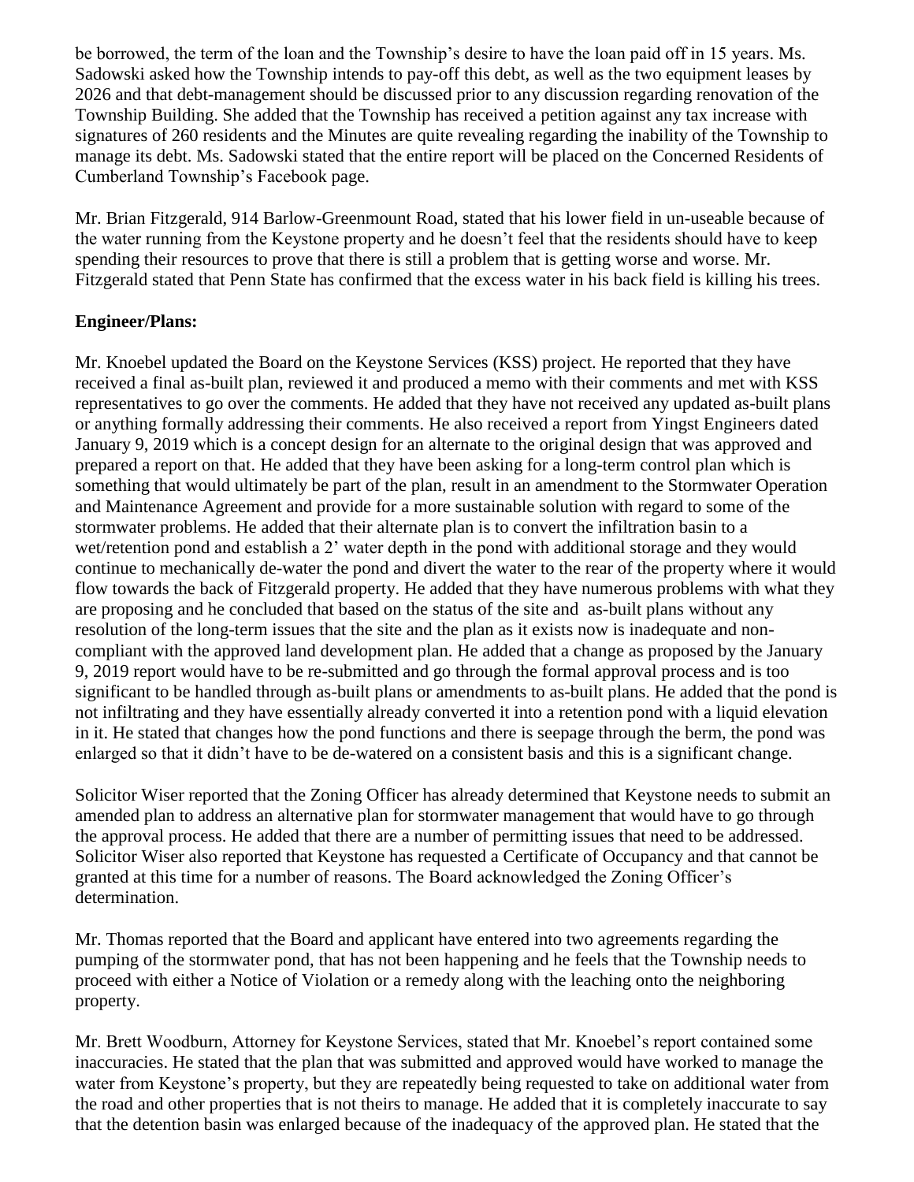be borrowed, the term of the loan and the Township's desire to have the loan paid off in 15 years. Ms. Sadowski asked how the Township intends to pay-off this debt, as well as the two equipment leases by 2026 and that debt-management should be discussed prior to any discussion regarding renovation of the Township Building. She added that the Township has received a petition against any tax increase with signatures of 260 residents and the Minutes are quite revealing regarding the inability of the Township to manage its debt. Ms. Sadowski stated that the entire report will be placed on the Concerned Residents of Cumberland Township's Facebook page.

Mr. Brian Fitzgerald, 914 Barlow-Greenmount Road, stated that his lower field in un-useable because of the water running from the Keystone property and he doesn't feel that the residents should have to keep spending their resources to prove that there is still a problem that is getting worse and worse. Mr. Fitzgerald stated that Penn State has confirmed that the excess water in his back field is killing his trees.

**Engineer/Plans:**

Mr. Knoebel updated the Board on the Keystone Services (KSS) project. He reported that they have received a final as-built plan, reviewed it and produced a memo with their comments and met with KSS representatives to go over the comments. He added that they have not received any updated as-built plans or anything formally addressing their comments. He also received a report from Yingst Engineers dated January 9, 2019 which is a concept design for an alternate to the original design that was approved and prepared a report on that. He added that they have been asking for a long-term control plan which is something that would ultimately be part of the plan, result in an amendment to the Stormwater Operation and Maintenance Agreement and provide for a more sustainable solution with regard to some of the stormwater problems. He added that their alternate plan is to convert the infiltration basin to a wet/retention pond and establish a 2' water depth in the pond with additional storage and they would continue to mechanically de-water the pond and divert the water to the rear of the property where it would flow towards the back of Fitzgerald property. He added that they have numerous problems with what they are proposing and he concluded that based on the status of the site and as-built plans without any resolution of the long-term issues that the site and the plan as it exists now is inadequate and non-compliant with the approved land development plan. He added that a change as proposed by the January 9, 2019 report would have to be re-submitted and go through the formal approval process and is too significant to be handled through as-built plans or amendments to as-built plans. He added that the pond is not infiltrating and they have essentially already converted it into a retention pond with a liquid elevation in it. He stated that changes how the pond functions and there is seepage through the berm, the pond was enlarged so that it didn't have to be de-watered on a consistent basis and this is a significant change.

Solicitor Wiser reported that the Zoning Officer has already determined that Keystone needs to submit an amended plan to address an alternative plan for stormwater management that would have to go through the approval process. He added that there are a number of permitting issues that need to be addressed. Solicitor Wiser also reported that Keystone has requested a Certificate of Occupancy and that cannot be granted at this time for a number of reasons. The Board acknowledged the Zoning Officer's determination.

Mr. Thomas reported that the Board and applicant have entered into two agreements regarding the pumping of the stormwater pond, that has not been happening and he feels that the Township needs to proceed with either a Notice of Violation or a remedy along with the leaching onto the neighboring property.

Mr. Brett Woodburn, Attorney for Keystone Services, stated that Mr. Knoebel's report contained some inaccuracies. He stated that the plan that was submitted and approved would have worked to manage the water from Keystone's property, but they are repeatedly being requested to take on additional water from the road and other properties that is not theirs to manage. He added that it is completely inaccurate to say that the detention basin was enlarged because of the inadequacy of the approved plan. He stated that the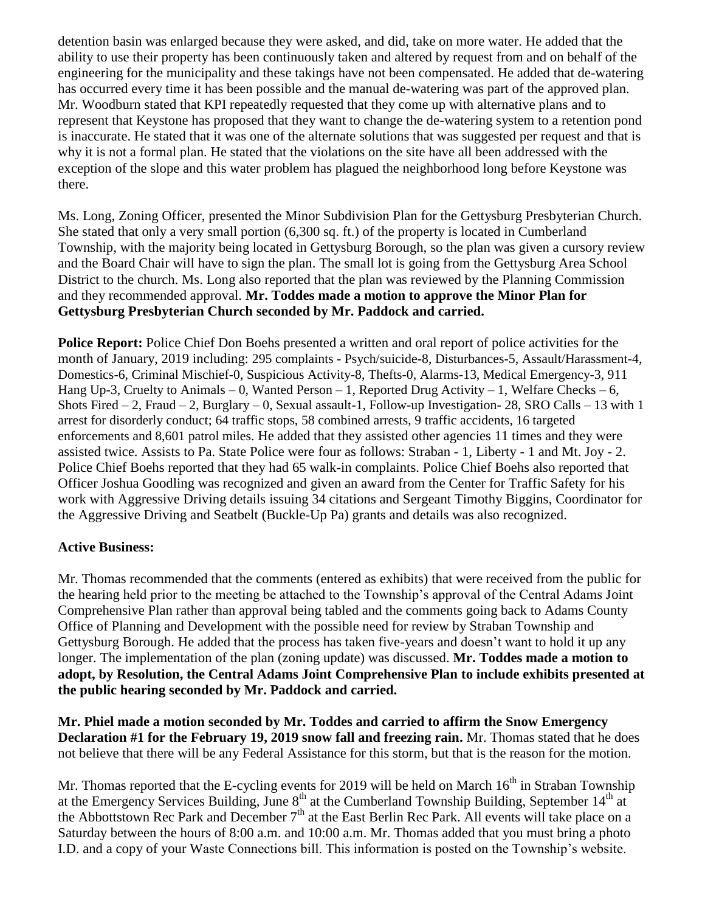detention basin was enlarged because they were asked, and did, take on more water. He added that the ability to use their property has been continuously taken and altered by request from and on behalf of the engineering for the municipality and these takings have not been compensated. He added that de-watering has occurred every time it has been possible and the manual de-watering was part of the approved plan. Mr. Woodburn stated that KPI repeatedly requested that they come up with alternative plans and to represent that Keystone has proposed that they want to change the de-watering system to a retention pond is inaccurate. He stated that it was one of the alternate solutions that was suggested per request and that is why it is not a formal plan. He stated that the violations on the site have all been addressed with the exception of the slope and this water problem has plagued the neighborhood long before Keystone was there.

Ms. Long, Zoning Officer, presented the Minor Subdivision Plan for the Gettysburg Presbyterian Church. She stated that only a very small portion (6,300 sq. ft.) of the property is located in Cumberland Township, with the majority being located in Gettysburg Borough, so the plan was given a cursory review and the Board Chair will have to sign the plan. The small lot is going from the Gettysburg Area School District to the church. Ms. Long also reported that the plan was reviewed by the Planning Commission and they recommended approval. **Mr. Toddes made a motion to approve the Minor Plan for Gettysburg Presbyterian Church seconded by Mr. Paddock and carried.**

**Police Report:** Police Chief Don Boehs presented a written and oral report of police activities for the month of January, 2019 including: 295 complaints - Psych/suicide-8, Disturbances-5, Assault/Harassment-4, Domestics-6, Criminal Mischief-0, Suspicious Activity-8, Thefts-0, Alarms-13, Medical Emergency-3, 911 Hang Up-3, Cruelty to Animals – 0, Wanted Person – 1, Reported Drug Activity – 1, Welfare Checks – 6, Shots Fired – 2, Fraud – 2, Burglary – 0, Sexual assault-1, Follow-up Investigation- 28, SRO Calls – 13 with 1 arrest for disorderly conduct; 64 traffic stops, 58 combined arrests, 9 traffic accidents, 16 targeted enforcements and 8,601 patrol miles. He added that they assisted other agencies 11 times and they were assisted twice. Assists to Pa. State Police were four as follows: Straban - 1, Liberty - 1 and Mt. Joy - 2. Police Chief Boehs reported that they had 65 walk-in complaints. Police Chief Boehs also reported that Officer Joshua Goodling was recognized and given an award from the Center for Traffic Safety for his work with Aggressive Driving details issuing 34 citations and Sergeant Timothy Biggins, Coordinator for the Aggressive Driving and Seatbelt (Buckle-Up Pa) grants and details was also recognized.

**Active Business:**

Mr. Thomas recommended that the comments (entered as exhibits) that were received from the public for the hearing held prior to the meeting be attached to the Township's approval of the Central Adams Joint Comprehensive Plan rather than approval being tabled and the comments going back to Adams County Office of Planning and Development with the possible need for review by Straban Township and Gettysburg Borough. He added that the process has taken five-years and doesn't want to hold it up any longer. The implementation of the plan (zoning update) was discussed. **Mr. Toddes made a motion to adopt, by Resolution, the Central Adams Joint Comprehensive Plan to include exhibits presented at the public hearing seconded by Mr. Paddock and carried.**

**Mr. Phiel made a motion seconded by Mr. Toddes and carried to affirm the Snow Emergency Declaration #1 for the February 19, 2019 snow fall and freezing rain.** Mr. Thomas stated that he does not believe that there will be any Federal Assistance for this storm, but that is the reason for the motion.

Mr. Thomas reported that the E-cycling events for 2019 will be held on March 16th in Straban Township at the Emergency Services Building, June 8th at the Cumberland Township Building, September 14th at the Abbottstown Rec Park and December 7th at the East Berlin Rec Park. All events will take place on a Saturday between the hours of 8:00 a.m. and 10:00 a.m. Mr. Thomas added that you must bring a photo I.D. and a copy of your Waste Connections bill. This information is posted on the Township's website.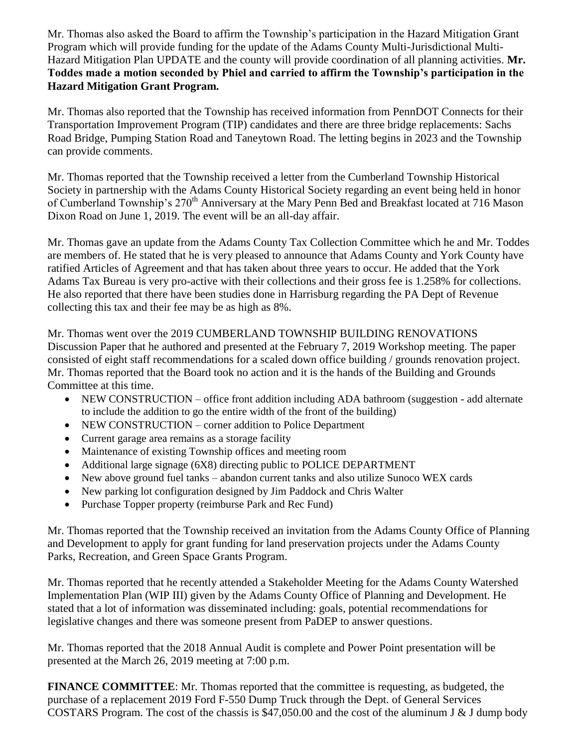Mr. Thomas also asked the Board to affirm the Township's participation in the Hazard Mitigation Grant Program which will provide funding for the update of the Adams County Multi-Jurisdictional Multi-Hazard Mitigation Plan UPDATE and the county will provide coordination of all planning activities. **Mr. Toddes made a motion seconded by Phiel and carried to affirm the Township's participation in the Hazard Mitigation Grant Program.**

Mr. Thomas also reported that the Township has received information from PennDOT Connects for their Transportation Improvement Program (TIP) candidates and there are three bridge replacements: Sachs Road Bridge, Pumping Station Road and Taneytown Road. The letting begins in 2023 and the Township can provide comments.

Mr. Thomas reported that the Township received a letter from the Cumberland Township Historical Society in partnership with the Adams County Historical Society regarding an event being held in honor of Cumberland Township's 270th Anniversary at the Mary Penn Bed and Breakfast located at 716 Mason Dixon Road on June 1, 2019. The event will be an all-day affair.

Mr. Thomas gave an update from the Adams County Tax Collection Committee which he and Mr. Toddes are members of. He stated that he is very pleased to announce that Adams County and York County have ratified Articles of Agreement and that has taken about three years to occur. He added that the York Adams Tax Bureau is very pro-active with their collections and their gross fee is 1.258% for collections. He also reported that there have been studies done in Harrisburg regarding the PA Dept of Revenue collecting this tax and their fee may be as high as 8%.

Mr. Thomas went over the 2019 CUMBERLAND TOWNSHIP BUILDING RENOVATIONS Discussion Paper that he authored and presented at the February 7, 2019 Workshop meeting. The paper consisted of eight staff recommendations for a scaled down office building / grounds renovation project. Mr. Thomas reported that the Board took no action and it is the hands of the Building and Grounds Committee at this time.

- NEW CONSTRUCTION – office front addition including ADA bathroom (suggestion - add alternate to include the addition to go the entire width of the front of the building)
- NEW CONSTRUCTION – corner addition to Police Department
- Current garage area remains as a storage facility
- Maintenance of existing Township offices and meeting room
- Additional large signage (6X8) directing public to POLICE DEPARTMENT
- New above ground fuel tanks – abandon current tanks and also utilize Sunoco WEX cards
- New parking lot configuration designed by Jim Paddock and Chris Walter
- Purchase Topper property (reimburse Park and Rec Fund)

Mr. Thomas reported that the Township received an invitation from the Adams County Office of Planning and Development to apply for grant funding for land preservation projects under the Adams County Parks, Recreation, and Green Space Grants Program.

Mr. Thomas reported that he recently attended a Stakeholder Meeting for the Adams County Watershed Implementation Plan (WIP III) given by the Adams County Office of Planning and Development. He stated that a lot of information was disseminated including: goals, potential recommendations for legislative changes and there was someone present from PaDEP to answer questions.

Mr. Thomas reported that the 2018 Annual Audit is complete and Power Point presentation will be presented at the March 26, 2019 meeting at 7:00 p.m.

**FINANCE COMMITTEE**: Mr. Thomas reported that the committee is requesting, as budgeted, the purchase of a replacement 2019 Ford F-550 Dump Truck through the Dept. of General Services COSTARS Program. The cost of the chassis is $47,050.00 and the cost of the aluminum J & J dump body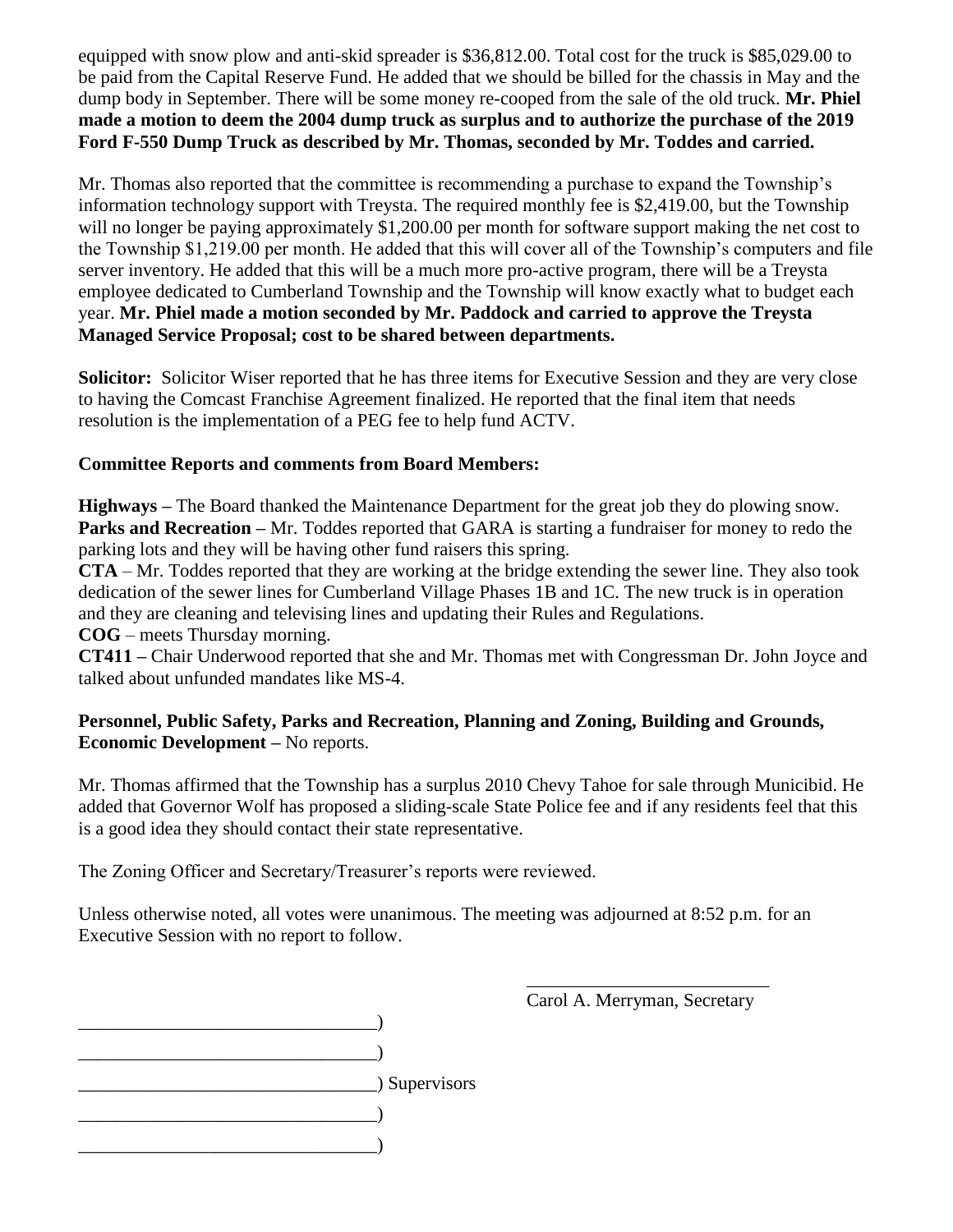equipped with snow plow and anti-skid spreader is $36,812.00. Total cost for the truck is $85,029.00 to be paid from the Capital Reserve Fund. He added that we should be billed for the chassis in May and the dump body in September. There will be some money re-cooped from the sale of the old truck. **Mr. Phiel made a motion to deem the 2004 dump truck as surplus and to authorize the purchase of the 2019 Ford F-550 Dump Truck as described by Mr. Thomas, seconded by Mr. Toddes and carried.**

Mr. Thomas also reported that the committee is recommending a purchase to expand the Township's information technology support with Treysta. The required monthly fee is $2,419.00, but the Township will no longer be paying approximately $1,200.00 per month for software support making the net cost to the Township $1,219.00 per month. He added that this will cover all of the Township's computers and file server inventory. He added that this will be a much more pro-active program, there will be a Treysta employee dedicated to Cumberland Township and the Township will know exactly what to budget each year. **Mr. Phiel made a motion seconded by Mr. Paddock and carried to approve the Treysta Managed Service Proposal; cost to be shared between departments.**

**Solicitor:** Solicitor Wiser reported that he has three items for Executive Session and they are very close to having the Comcast Franchise Agreement finalized. He reported that the final item that needs resolution is the implementation of a PEG fee to help fund ACTV.

**Committee Reports and comments from Board Members:**

**Highways –** The Board thanked the Maintenance Department for the great job they do plowing snow.
**Parks and Recreation –** Mr. Toddes reported that GARA is starting a fundraiser for money to redo the parking lots and they will be having other fund raisers this spring.
**CTA** – Mr. Toddes reported that they are working at the bridge extending the sewer line. They also took dedication of the sewer lines for Cumberland Village Phases 1B and 1C. The new truck is in operation and they are cleaning and televising lines and updating their Rules and Regulations.
**COG** – meets Thursday morning.
**CT411 –** Chair Underwood reported that she and Mr. Thomas met with Congressman Dr. John Joyce and talked about unfunded mandates like MS-4.

**Personnel, Public Safety, Parks and Recreation, Planning and Zoning, Building and Grounds, Economic Development –** No reports.

Mr. Thomas affirmed that the Township has a surplus 2010 Chevy Tahoe for sale through Municibid. He added that Governor Wolf has proposed a sliding-scale State Police fee and if any residents feel that this is a good idea they should contact their state representative.

The Zoning Officer and Secretary/Treasurer's reports were reviewed.

Unless otherwise noted, all votes were unanimous. The meeting was adjourned at 8:52 p.m. for an Executive Session with no report to follow.

\_\_\_\_\_\_\_\_\_\_\_\_\_\_\_\_\_\_\_\_\_\_\_\_\_\_
Carol A. Merryman, Secretary

\_\_\_\_\_\_\_\_\_\_\_\_\_\_\_\_\_\_\_\_\_\_\_\_\_\_\_\_\_\_)
\_\_\_\_\_\_\_\_\_\_\_\_\_\_\_\_\_\_\_\_\_\_\_\_\_\_\_\_\_\_)
\_\_\_\_\_\_\_\_\_\_\_\_\_\_\_\_\_\_\_\_\_\_\_\_\_\_\_\_\_\_) Supervisors
\_\_\_\_\_\_\_\_\_\_\_\_\_\_\_\_\_\_\_\_\_\_\_\_\_\_\_\_\_\_)
\_\_\_\_\_\_\_\_\_\_\_\_\_\_\_\_\_\_\_\_\_\_\_\_\_\_\_\_\_\_)